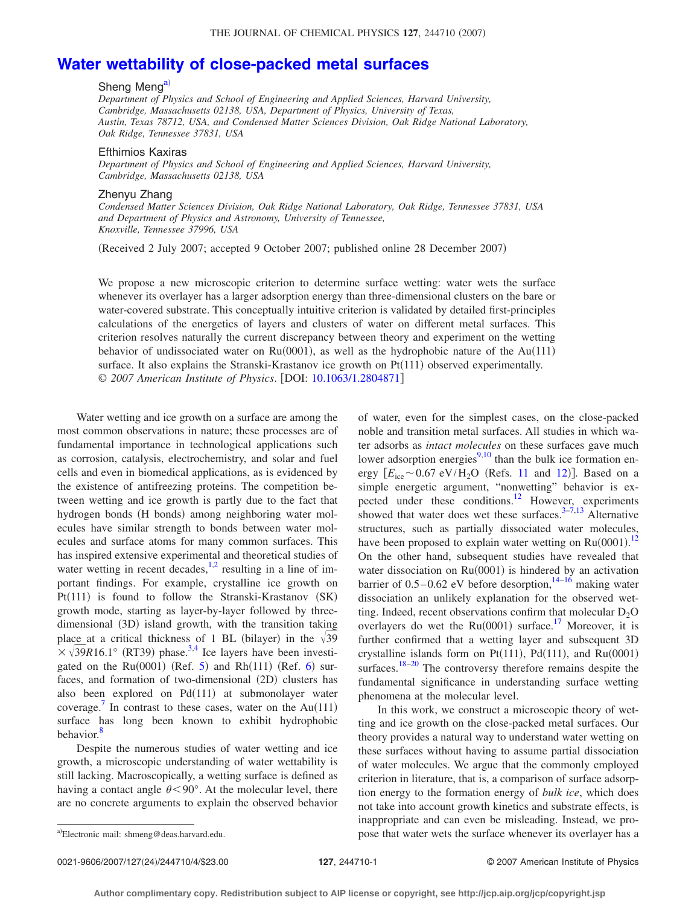# Water wettability of close-packed metal surfaces

Sheng Meng[a)]

*Department of Physics and School of Engineering and Applied Sciences, Harvard University, Cambridge, Massachusetts 02138, USA, Department of Physics, University of Texas, Austin, Texas 78712, USA, and Condensed Matter Sciences Division, Oak Ridge National Laboratory, Oak Ridge, Tennessee 37831, USA*

Efthimios Kaxiras

*Department of Physics and School of Engineering and Applied Sciences, Harvard University, Cambridge, Massachusetts 02138, USA*

Zhenyu Zhang

*Condensed Matter Sciences Division, Oak Ridge National Laboratory, Oak Ridge, Tennessee 37831, USA and Department of Physics and Astronomy, University of Tennessee, Knoxville, Tennessee 37996, USA*

(Received 2 July 2007; accepted 9 October 2007; published online 28 December 2007)

We propose a new microscopic criterion to determine surface wetting: water wets the surface whenever its overlayer has a larger adsorption energy than three-dimensional clusters on the bare or water-covered substrate. This conceptually intuitive criterion is validated by detailed first-principles calculations of the energetics of layers and clusters of water on different metal surfaces. This criterion resolves naturally the current discrepancy between theory and experiment on the wetting behavior of undissociated water on Ru(0001), as well as the hydrophobic nature of the Au(111) surface. It also explains the Stranski-Krastanov ice growth on Pt(111) observed experimentally. © *2007 American Institute of Physics*. [DOI: 10.1063/1.2804871]

Water wetting and ice growth on a surface are among the most common observations in nature; these processes are of fundamental importance in technological applications such as corrosion, catalysis, electrochemistry, and solar and fuel cells and even in biomedical applications, as is evidenced by the existence of antifreezing proteins. The competition between wetting and ice growth is partly due to the fact that hydrogen bonds (H bonds) among neighboring water molecules have similar strength to bonds between water molecules and surface atoms for many common surfaces. This has inspired extensive experimental and theoretical studies of water wetting in recent decades,[1,2] resulting in a line of important findings. For example, crystalline ice growth on Pt(111) is found to follow the Stranski-Krastanov (SK) growth mode, starting as layer-by-layer followed by three-dimensional (3D) island growth, with the transition taking place at a critical thickness of 1 BL (bilayer) in the $\sqrt{39}\times\sqrt{39}R16.1°$ (RT39) phase.[3,4] Ice layers have been investigated on the Ru(0001) (Ref. 5) and Rh(111) (Ref. 6) surfaces, and formation of two-dimensional (2D) clusters has also been explored on Pd(111) at submonolayer water coverage.[7] In contrast to these cases, water on the Au(111) surface has long been known to exhibit hydrophobic behavior.[8]

Despite the numerous studies of water wetting and ice growth, a microscopic understanding of water wettability is still lacking. Macroscopically, a wetting surface is defined as having a contact angle $\theta<90°$. At the molecular level, there are no concrete arguments to explain the observed behavior of water, even for the simplest cases, on the close-packed noble and transition metal surfaces. All studies in which water adsorbs as *intact molecules* on these surfaces gave much lower adsorption energies[9,10] than the bulk ice formation energy [$E_{ice}\sim 0.67$ eV/$H_2O$ (Refs. 11 and 12)]. Based on a simple energetic argument, "nonwetting" behavior is expected under these conditions.[12] However, experiments showed that water does wet these surfaces.[3–7,13] Alternative structures, such as partially dissociated water molecules, have been proposed to explain water wetting on Ru(0001).[12] On the other hand, subsequent studies have revealed that water dissociation on Ru(0001) is hindered by an activation barrier of 0.5–0.62 eV before desorption,[14–16] making water dissociation an unlikely explanation for the observed wetting. Indeed, recent observations confirm that molecular $D_2O$ overlayers do wet the Ru(0001) surface.[17] Moreover, it is further confirmed that a wetting layer and subsequent 3D crystalline islands form on Pt(111), Pd(111), and Ru(0001) surfaces.[18–20] The controversy therefore remains despite the fundamental significance in understanding surface wetting phenomena at the molecular level.

In this work, we construct a microscopic theory of wetting and ice growth on the close-packed metal surfaces. Our theory provides a natural way to understand water wetting on these surfaces without having to assume partial dissociation of water molecules. We argue that the commonly employed criterion in literature, that is, a comparison of surface adsorption energy to the formation energy of *bulk ice*, which does not take into account growth kinetics and substrate effects, is inappropriate and can even be misleading. Instead, we propose that water wets the surface whenever its overlayer has a

[a)]Electronic mail: shmeng@deas.harvard.edu.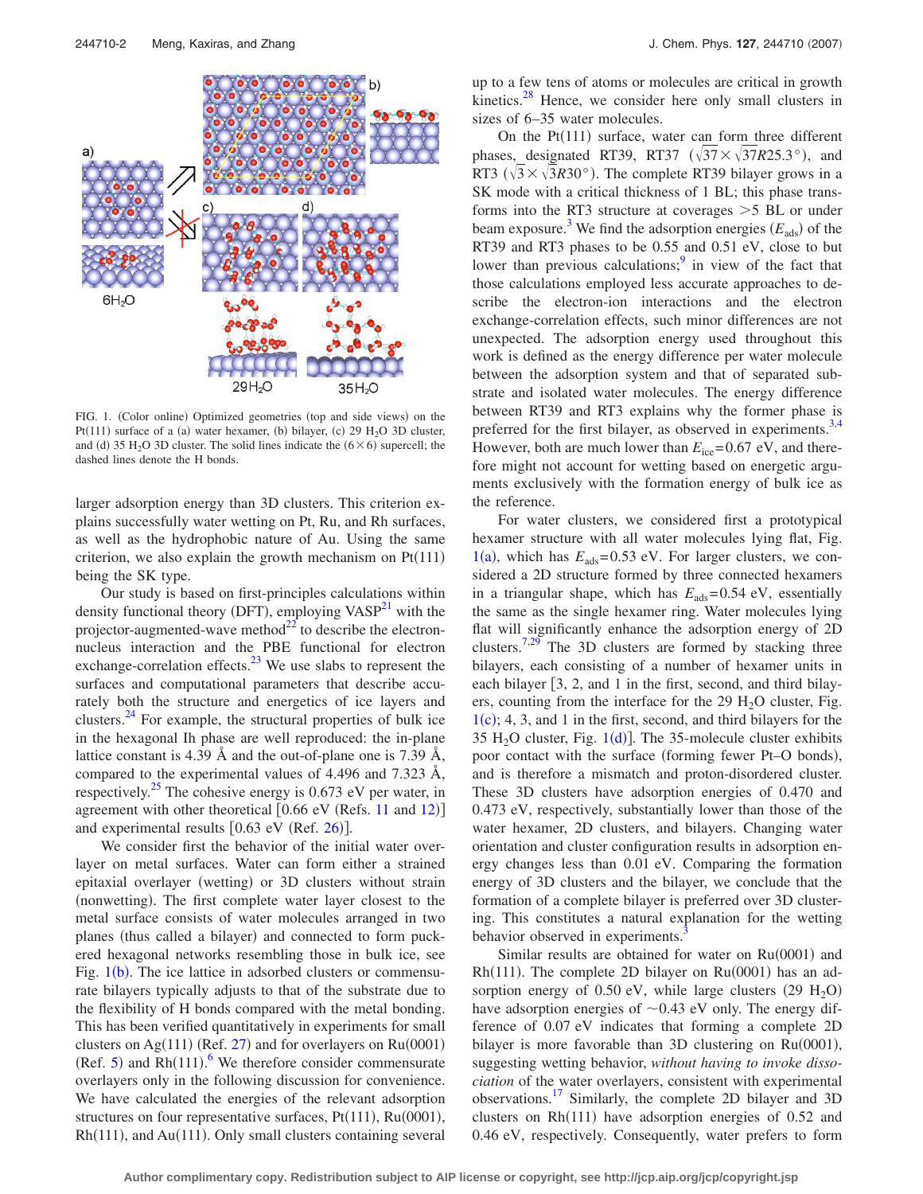FIG. 1. (Color online) Optimized geometries (top and side views) on the Pt(111) surface of a (a) water hexamer, (b) bilayer, (c) 29 $H_2O$ 3D cluster, and (d) 35 $H_2O$ 3D cluster. The solid lines indicate the $(6\times6)$ supercell; the dashed lines denote the H bonds.

larger adsorption energy than 3D clusters. This criterion explains successfully water wetting on Pt, Ru, and Rh surfaces, as well as the hydrophobic nature of Au. Using the same criterion, we also explain the growth mechanism on Pt(111) being the SK type.

Our study is based on first-principles calculations within density functional theory (DFT), employing VASP[21] with the projector-augmented-wave method[22] to describe the electron-nucleus interaction and the PBE functional for electron exchange-correlation effects.[23] We use slabs to represent the surfaces and computational parameters that describe accurately both the structure and energetics of ice layers and clusters.[24] For example, the structural properties of bulk ice in the hexagonal Ih phase are well reproduced: the in-plane lattice constant is 4.39 Å and the out-of-plane one is 7.39 Å, compared to the experimental values of 4.496 and 7.323 Å, respectively.[25] The cohesive energy is 0.673 eV per water, in agreement with other theoretical [0.66 eV (Refs. 11 and 12)] and experimental results [0.63 eV (Ref. 26)].

We consider first the behavior of the initial water overlayer on metal surfaces. Water can form either a strained epitaxial overlayer (wetting) or 3D clusters without strain (nonwetting). The first complete water layer closest to the metal surface consists of water molecules arranged in two planes (thus called a bilayer) and connected to form puckered hexagonal networks resembling those in bulk ice, see Fig. 1(b). The ice lattice in adsorbed clusters or commensurate bilayers typically adjusts to that of the substrate due to the flexibility of H bonds compared with the metal bonding. This has been verified quantitatively in experiments for small clusters on Ag(111) (Ref. 27) and for overlayers on Ru(0001) (Ref. 5) and Rh(111).[6] We therefore consider commensurate overlayers only in the following discussion for convenience. We have calculated the energies of the relevant adsorption structures on four representative surfaces, Pt(111), Ru(0001), Rh(111), and Au(111). Only small clusters containing several up to a few tens of atoms or molecules are critical in growth kinetics.[28] Hence, we consider here only small clusters in sizes of 6–35 water molecules.

On the Pt(111) surface, water can form three different phases, designated RT39, RT37 $(\sqrt{37}\times\sqrt{37}R25.3°)$, and RT3 $(\sqrt{3}\times\sqrt{3}R30°)$. The complete RT39 bilayer grows in a SK mode with a critical thickness of 1 BL; this phase transforms into the RT3 structure at coverages >5 BL or under beam exposure.[3] We find the adsorption energies $(E_{ads})$ of the RT39 and RT3 phases to be 0.55 and 0.51 eV, close to but lower than previous calculations;[9] in view of the fact that those calculations employed less accurate approaches to describe the electron-ion interactions and the electron exchange-correlation effects, such minor differences are not unexpected. The adsorption energy used throughout this work is defined as the energy difference per water molecule between the adsorption system and that of separated substrate and isolated water molecules. The energy difference between RT39 and RT3 explains why the former phase is preferred for the first bilayer, as observed in experiments.[3,4] However, both are much lower than $E_{ice}$=0.67 eV, and therefore might not account for wetting based on energetic arguments exclusively with the formation energy of bulk ice as the reference.

For water clusters, we considered first a prototypical hexamer structure with all water molecules lying flat, Fig. 1(a), which has $E_{ads}$=0.53 eV. For larger clusters, we considered a 2D structure formed by three connected hexamers in a triangular shape, which has $E_{ads}$=0.54 eV, essentially the same as the single hexamer ring. Water molecules lying flat will significantly enhance the adsorption energy of 2D clusters.[7,29] The 3D clusters are formed by stacking three bilayers, each consisting of a number of hexamer units in each bilayer [3, 2, and 1 in the first, second, and third bilayers, counting from the interface for the 29 $H_2O$ cluster, Fig. 1(c); 4, 3, and 1 in the first, second, and third bilayers for the 35 $H_2O$ cluster, Fig. 1(d)]. The 35-molecule cluster exhibits poor contact with the surface (forming fewer Pt–O bonds), and is therefore a mismatch and proton-disordered cluster. These 3D clusters have adsorption energies of 0.470 and 0.473 eV, respectively, substantially lower than those of the water hexamer, 2D clusters, and bilayers. Changing water orientation and cluster configuration results in adsorption energy changes less than 0.01 eV. Comparing the formation energy of 3D clusters and the bilayer, we conclude that the formation of a complete bilayer is preferred over 3D clustering. This constitutes a natural explanation for the wetting behavior observed in experiments.[3]

Similar results are obtained for water on Ru(0001) and Rh(111). The complete 2D bilayer on Ru(0001) has an adsorption energy of 0.50 eV, while large clusters (29 $H_2O$) have adsorption energies of ~0.43 eV only. The energy difference of 0.07 eV indicates that forming a complete 2D bilayer is more favorable than 3D clustering on Ru(0001), suggesting wetting behavior, *without having to invoke dissociation* of the water overlayers, consistent with experimental observations.[17] Similarly, the complete 2D bilayer and 3D clusters on Rh(111) have adsorption energies of 0.52 and 0.46 eV, respectively. Consequently, water prefers to form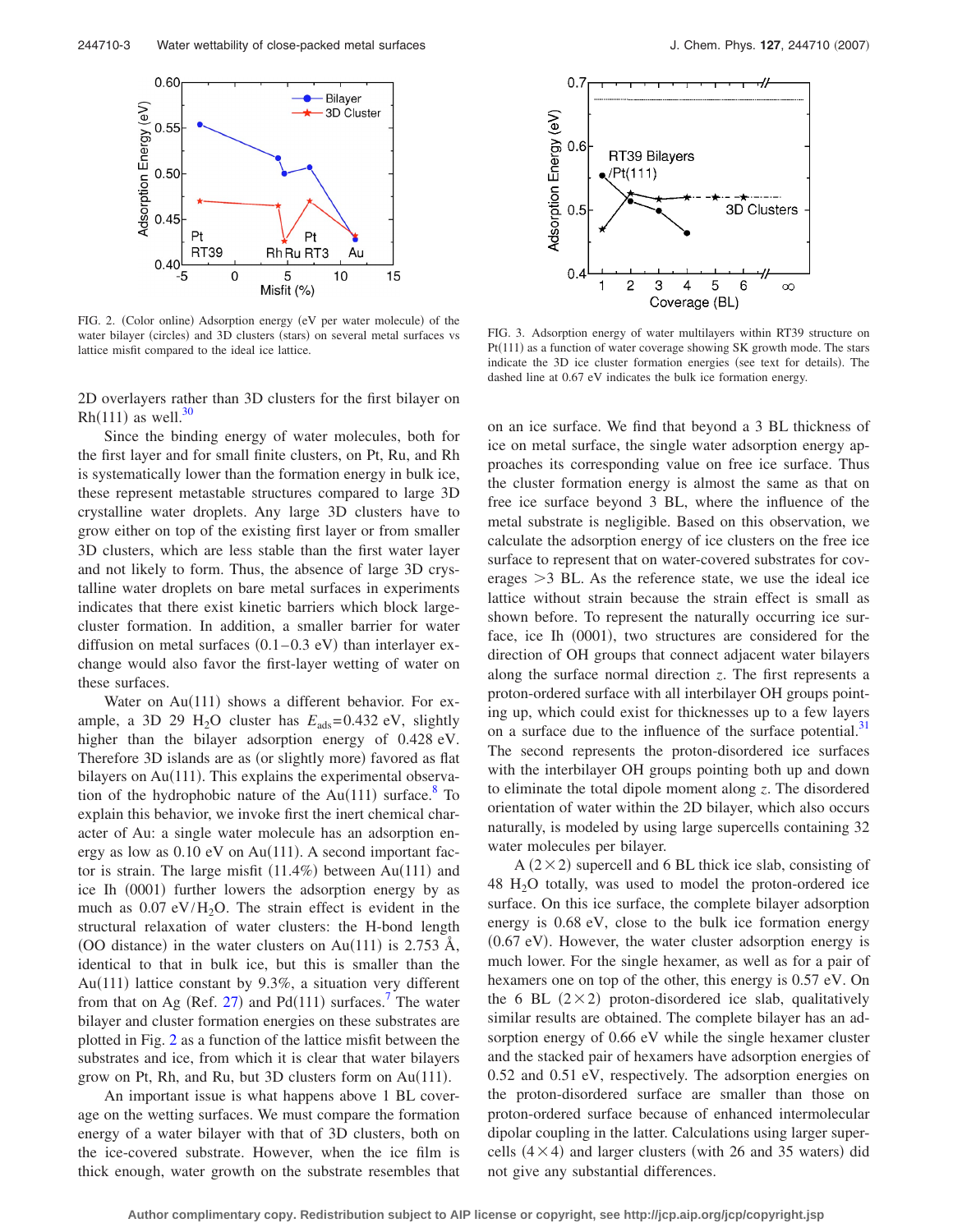FIG. 2. (Color online) Adsorption energy (eV per water molecule) of the water bilayer (circles) and 3D clusters (stars) on several metal surfaces vs lattice misfit compared to the ideal ice lattice.

FIG. 3. Adsorption energy of water multilayers within RT39 structure on Pt(111) as a function of water coverage showing SK growth mode. The stars indicate the 3D ice cluster formation energies (see text for details). The dashed line at 0.67 eV indicates the bulk ice formation energy.

2D overlayers rather than 3D clusters for the first bilayer on Rh(111) as well.[30]

Since the binding energy of water molecules, both for the first layer and for small finite clusters, on Pt, Ru, and Rh is systematically lower than the formation energy in bulk ice, these represent metastable structures compared to large 3D crystalline water droplets. Any larger 3D clusters have to grow either on top of the existing first layer or from smaller 3D clusters, which are less stable than the first water layer and not likely to form. Thus, the absence of large 3D crystalline water droplets on bare metal surfaces in experiments indicates that there exist kinetic barriers which block large-cluster formation. In addition, a smaller barrier for water diffusion on metal surfaces (0.1–0.3 eV) than interlayer exchange would also favor the first-layer wetting of water on these surfaces.

Water on Au(111) shows a different behavior. For example, a 3D 29 $H_2O$ cluster has $E_{ads}$=0.432 eV, slightly higher than the bilayer adsorption energy of 0.428 eV. Therefore 3D islands are as (or slightly more) favored as flat bilayers on Au(111). This explains the experimental observation of the hydrophobic nature of the Au(111) surface.[8] To explain this behavior, we invoke first the inert chemical character of Au: a single water molecule has an adsorption energy as low as 0.10 eV on Au(111). A second important factor is strain. The large misfit (11.4%) between Au(111) and ice Ih (0001) further lowers the adsorption energy by as much as 0.07 eV/$H_2O$. The strain effect is evident in the structural relaxation of water clusters: the H-bond length (OO distance) in the water clusters on Au(111) is 2.753 Å, identical to that in bulk ice, but this is smaller than the Au(111) lattice constant by 9.3%, a situation very different from that on Ag (Ref. 27) and Pd(111) surfaces.[7] The water bilayer and cluster formation energies on these substrates are plotted in Fig. 2 as a function of the lattice misfit between the substrates and ice, from which it is clear that water bilayers grow on Pt, Rh, and Ru, but 3D clusters form on Au(111).

An important issue is what happens above 1 BL coverage on the wetting surfaces. We must compare the formation energy of a water bilayer with that of 3D clusters, both on the ice-covered substrate. However, when the ice film is thick enough, water growth on the substrate resembles that on an ice surface. We find that beyond a 3 BL thickness of ice on metal surface, the single water adsorption energy approaches its corresponding value on free ice surface. Thus the cluster formation energy is almost the same as that on free ice surface beyond 3 BL, where the influence of the metal substrate is negligible. Based on this observation, we calculate the adsorption energy of ice clusters on the free ice surface to represent that on water-covered substrates for coverages >3 BL. As the reference state, we use the ideal ice lattice without strain because the strain effect is small as shown before. To represent the naturally occurring ice surface, ice Ih (0001), two structures are considered for the direction of OH groups that connect adjacent water bilayers along the surface normal direction $z$. The first represents a proton-ordered surface with all interbilayer OH groups pointing up, which could exist for thicknesses up to a few layers on a surface due to the influence of the surface potential.[31] The second represents the proton-disordered ice surfaces with the interbilayer OH groups pointing both up and down to eliminate the total dipole moment along $z$. The disordered orientation of water within the 2D bilayer, which also occurs naturally, is modeled by using large supercells containing 32 water molecules per bilayer.

A $(2\times 2)$ supercell and 6 BL thick ice slab, consisting of 48 $H_2O$ totally, was used to model the proton-ordered ice surface. On this ice surface, the complete bilayer adsorption energy is 0.68 eV, close to the bulk ice formation energy (0.67 eV). However, the water cluster adsorption energy is much lower. For the single hexamer, as well as for a pair of hexamers one on top of the other, this energy is 0.57 eV. On the 6 BL $(2\times 2)$ proton-disordered ice slab, qualitatively similar results are obtained. The complete bilayer has an adsorption energy of 0.66 eV while the single hexamer cluster and the stacked pair of hexamers have adsorption energies of 0.52 and 0.51 eV, respectively. The adsorption energies on the proton-disordered surface are smaller than those on proton-ordered surface because of enhanced intermolecular dipolar coupling in the latter. Calculations using larger supercells $(4\times 4)$ and larger clusters (with 26 and 35 waters) did not give any substantial differences.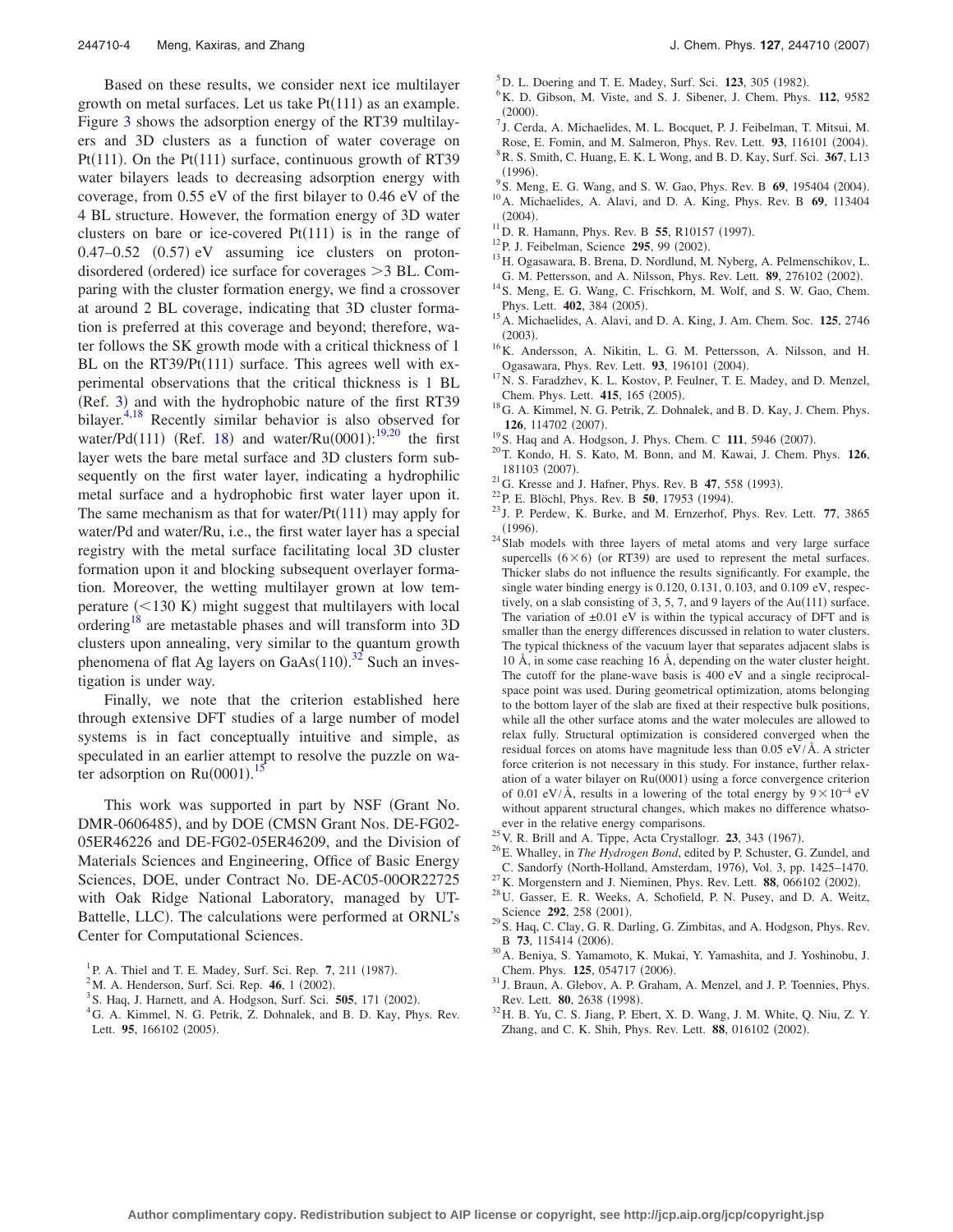Based on these results, we consider next ice multilayer growth on metal surfaces. Let us take Pt(111) as an example. Figure 3 shows the adsorption energy of the RT39 multilayers and 3D clusters as a function of water coverage on Pt(111). On the Pt(111) surface, continuous growth of RT39 water bilayers leads to decreasing adsorption energy with coverage, from 0.55 eV of the first bilayer to 0.46 eV of the 4 BL structure. However, the formation energy of 3D water clusters on bare or ice-covered Pt(111) is in the range of 0.47–0.52 (0.57) eV assuming ice clusters on proton-disordered (ordered) ice surface for coverages >3 BL. Comparing with the cluster formation energy, we find a crossover at around 2 BL coverage, indicating that 3D cluster formation is preferred at this coverage and beyond; therefore, water follows the SK growth mode with a critical thickness of 1 BL on the RT39/Pt(111) surface. This agrees well with experimental observations that the critical thickness is 1 BL (Ref. 3) and with the hydrophobic nature of the first RT39 bilayer.[4,18] Recently similar behavior is also observed for water/Pd(111) (Ref. 18) and water/Ru(0001):[19,20] the first layer wets the bare metal surface and 3D clusters form subsequently on the first water layer, indicating a hydrophilic metal surface and a hydrophobic first water layer upon it. The same mechanism as that for water/Pt(111) may apply for water/Pd and water/Ru, i.e., the first water layer has a special registry with the metal surface facilitating local 3D cluster formation upon it and blocking subsequent overlayer formation. Moreover, the wetting multilayer grown at low temperature (<130 K) might suggest that multilayers with local ordering[18] are metastable phases and will transform into 3D clusters upon annealing, very similar to the quantum growth phenomena of flat Ag layers on GaAs(110).[32] Such an investigation is under way.

Finally, we note that the criterion established here through extensive DFT studies of a large number of model systems is in fact conceptually intuitive and simple, as speculated in an earlier attempt to resolve the puzzle on water adsorption on Ru(0001).[15]

This work was supported in part by NSF (Grant No. DMR-0606485), and by DOE (CMSN Grant Nos. DE-FG02-05ER46226 and DE-FG02-05ER46209, and the Division of Materials Sciences and Engineering, Office of Basic Energy Sciences, DOE, under Contract No. DE-AC05-00OR22725 with Oak Ridge National Laboratory, managed by UT-Battelle, LLC). The calculations were performed at ORNL's Center for Computational Sciences.

[1] P. A. Thiel and T. E. Madey, Surf. Sci. Rep. **7**, 211 (1987).
[2] M. A. Henderson, Surf. Sci. Rep. **46**, 1 (2002).
[3] S. Haq, J. Harnett, and A. Hodgson, Surf. Sci. **505**, 171 (2002).
[4] G. A. Kimmel, N. G. Petrik, Z. Dohnalek, and B. D. Kay, Phys. Rev. Lett. **95**, 166102 (2005).
[5] D. L. Doering and T. E. Madey, Surf. Sci. **123**, 305 (1982).
[6] K. D. Gibson, M. Viste, and S. J. Sibener, J. Chem. Phys. **112**, 9582 (2000).
[7] J. Cerda, A. Michaelides, M. L. Bocquet, P. J. Feibelman, T. Mitsui, M. Rose, E. Fomin, and M. Salmeron, Phys. Rev. Lett. **93**, 116101 (2004).
[8] R. S. Smith, C. Huang, E. K. L Wong, and B. D. Kay, Surf. Sci. **367**, L13 (1996).
[9] S. Meng, E. G. Wang, and S. W. Gao, Phys. Rev. B **69**, 195404 (2004).
[10] A. Michaelides, A. Alavi, and D. A. King, Phys. Rev. B **69**, 113404 (2004).
[11] D. R. Hamann, Phys. Rev. B **55**, R10157 (1997).
[12] P. J. Feibelman, Science **295**, 99 (2002).
[13] H. Ogasawara, B. Brena, D. Nordlund, M. Nyberg, A. Pelmenschikov, L. G. M. Pettersson, and A. Nilsson, Phys. Rev. Lett. **89**, 276102 (2002).
[14] S. Meng, E. G. Wang, C. Frischkorn, M. Wolf, and S. W. Gao, Chem. Phys. Lett. **402**, 384 (2005).
[15] A. Michaelides, A. Alavi, and D. A. King, J. Am. Chem. Soc. **125**, 2746 (2003).
[16] K. Andersson, A. Nikitin, L. G. M. Pettersson, A. Nilsson, and H. Ogasawara, Phys. Rev. Lett. **93**, 196101 (2004).
[17] N. S. Faradzhev, K. L. Kostov, P. Feulner, T. E. Madey, and D. Menzel, Chem. Phys. Lett. **415**, 165 (2005).
[18] G. A. Kimmel, N. G. Petrik, Z. Dohnalek, and B. D. Kay, J. Chem. Phys. **126**, 114702 (2007).
[19] S. Haq and A. Hodgson, J. Phys. Chem. C **111**, 5946 (2007).
[20] T. Kondo, H. S. Kato, M. Bonn, and M. Kawai, J. Chem. Phys. **126**, 181103 (2007).
[21] G. Kresse and J. Hafner, Phys. Rev. B **47**, 558 (1993).
[22] P. E. Blöchl, Phys. Rev. B **50**, 17953 (1994).
[23] J. P. Perdew, K. Burke, and M. Ernzerhof, Phys. Rev. Lett. **77**, 3865 (1996).
[24] Slab models with three layers of metal atoms and very large surface supercells ($6\times6$) (or RT39) are used to represent the metal surfaces. Thicker slabs do not influence the results significantly. For example, the single water binding energy is 0.120, 0.131, 0.103, and 0.109 eV, respectively, on a slab consisting of 3, 5, 7, and 9 layers of the Au(111) surface. The variation of ±0.01 eV is within the typical accuracy of DFT and is smaller than the energy differences discussed in relation to water clusters. The typical thickness of the vacuum layer that separates adjacent slabs is 10 Å, in some case reaching 16 Å, depending on the water cluster height. The cutoff for the plane-wave basis is 400 eV and a single reciprocal-space point was used. During geometrical optimization, atoms belonging to the bottom layer of the slab are fixed at their respective bulk positions, while all the other surface atoms and the water molecules are allowed to relax fully. Structural optimization is considered converged when the residual forces on atoms have magnitude less than 0.05 eV/Å. A stricter force criterion is not necessary in this study. For instance, further relaxation of a water bilayer on Ru(0001) using a force convergence criterion of 0.01 eV/Å, results in a lowering of the total energy by $9\times10^{-4}$ eV without apparent structural changes, which makes no difference whatsoever in the relative energy comparisons.
[25] V. R. Brill and A. Tippe, Acta Crystallogr. **23**, 343 (1967).
[26] E. Whalley, in *The Hydrogen Bond*, edited by P. Schuster, G. Zundel, and C. Sandorfy (North-Holland, Amsterdam, 1976), Vol. 3, pp. 1425–1470.
[27] K. Morgenstern and J. Nieminen, Phys. Rev. Lett. **88**, 066102 (2002).
[28] U. Gasser, E. R. Weeks, A. Schofield, P. N. Pusey, and D. A. Weitz, Science **292**, 258 (2001).
[29] S. Haq, C. Clay, G. R. Darling, G. Zimbitas, and A. Hodgson, Phys. Rev. B **73**, 115414 (2006).
[30] A. Beniya, S. Yamamoto, K. Mukai, Y. Yamashita, and J. Yoshinobu, J. Chem. Phys. **125**, 054717 (2006).
[31] J. Braun, A. Glebov, A. P. Graham, A. Menzel, and J. P. Toennies, Phys. Rev. Lett. **80**, 2638 (1998).
[32] H. B. Yu, C. S. Jiang, P. Ebert, X. D. Wang, J. M. White, Q. Niu, Z. Y. Zhang, and C. K. Shih, Phys. Rev. Lett. **88**, 016102 (2002).